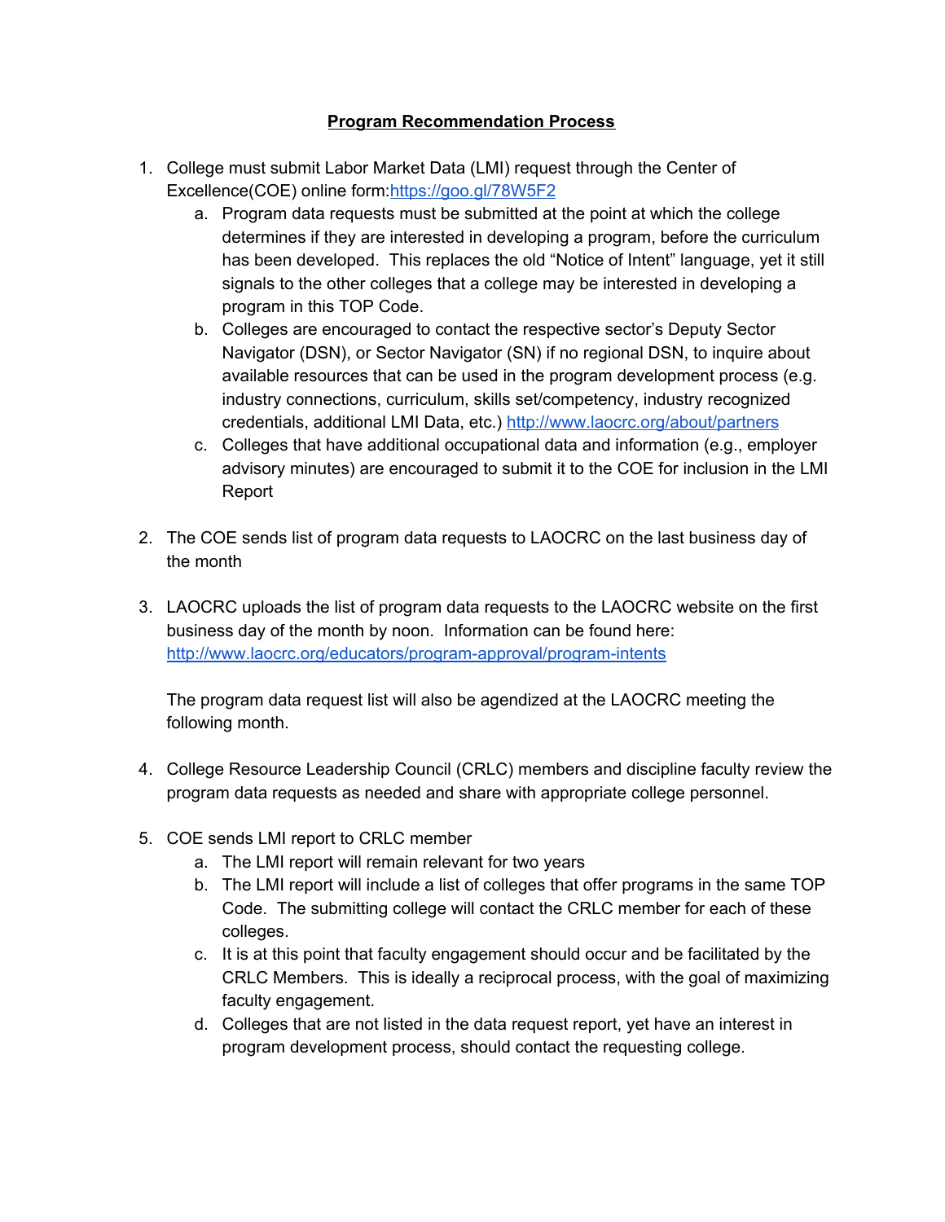# Program Recommendation Process

1. College must submit Labor Market Data (LMI) request through the Center of Excellence(COE) online form:[https://goo.gl/78W5F2](https://goo.gl/78W5F2)
   a. Program data requests must be submitted at the point at which the college determines if they are interested in developing a program, before the curriculum has been developed. This replaces the old "Notice of Intent" language, yet it still signals to the other colleges that a college may be interested in developing a program in this TOP Code.
   b. Colleges are encouraged to contact the respective sector's Deputy Sector Navigator (DSN), or Sector Navigator (SN) if no regional DSN, to inquire about available resources that can be used in the program development process (e.g. industry connections, curriculum, skills set/competency, industry recognized credentials, additional LMI Data, etc.) [http://www.laocrc.org/about/partners](http://www.laocrc.org/about/partners)
   c. Colleges that have additional occupational data and information (e.g., employer advisory minutes) are encouraged to submit it to the COE for inclusion in the LMI Report

2. The COE sends list of program data requests to LAOCRC on the last business day of the month

3. LAOCRC uploads the list of program data requests to the LAOCRC website on the first business day of the month by noon. Information can be found here: [http://www.laocrc.org/educators/program-approval/program-intents](http://www.laocrc.org/educators/program-approval/program-intents)

   The program data request list will also be agendized at the LAOCRC meeting the following month.

4. College Resource Leadership Council (CRLC) members and discipline faculty review the program data requests as needed and share with appropriate college personnel.

5. COE sends LMI report to CRLC member
   a. The LMI report will remain relevant for two years
   b. The LMI report will include a list of colleges that offer programs in the same TOP Code. The submitting college will contact the CRLC member for each of these colleges.
   c. It is at this point that faculty engagement should occur and be facilitated by the CRLC Members. This is ideally a reciprocal process, with the goal of maximizing faculty engagement.
   d. Colleges that are not listed in the data request report, yet have an interest in program development process, should contact the requesting college.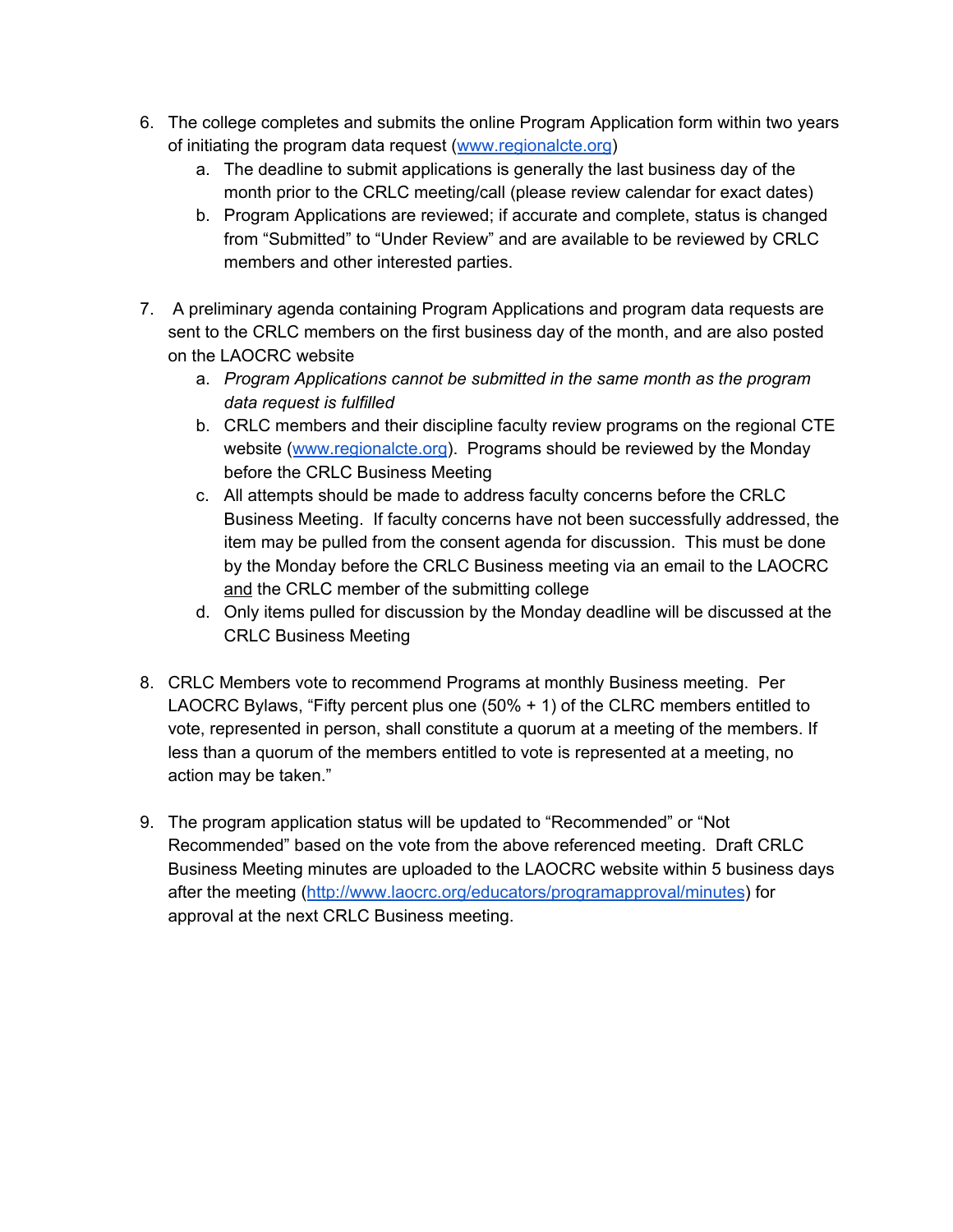6. The college completes and submits the online Program Application form within two years of initiating the program data request ([www.regionalcte.org](http://www.regionalcte.org))
    a. The deadline to submit applications is generally the last business day of the month prior to the CRLC meeting/call (please review calendar for exact dates)
    b. Program Applications are reviewed; if accurate and complete, status is changed from "Submitted" to "Under Review" and are available to be reviewed by CRLC members and other interested parties.

7. A preliminary agenda containing Program Applications and program data requests are sent to the CRLC members on the first business day of the month, and are also posted on the LAOCRC website
    a. *Program Applications cannot be submitted in the same month as the program data request is fulfilled*
    b. CRLC members and their discipline faculty review programs on the regional CTE website ([www.regionalcte.org](http://www.regionalcte.org)). Programs should be reviewed by the Monday before the CRLC Business Meeting
    c. All attempts should be made to address faculty concerns before the CRLC Business Meeting. If faculty concerns have not been successfully addressed, the item may be pulled from the consent agenda for discussion. This must be done by the Monday before the CRLC Business meeting via an email to the LAOCRC and the CRLC member of the submitting college
    d. Only items pulled for discussion by the Monday deadline will be discussed at the CRLC Business Meeting

8. CRLC Members vote to recommend Programs at monthly Business meeting. Per LAOCRC Bylaws, "Fifty percent plus one (50% + 1) of the CLRC members entitled to vote, represented in person, shall constitute a quorum at a meeting of the members. If less than a quorum of the members entitled to vote is represented at a meeting, no action may be taken."

9. The program application status will be updated to "Recommended" or "Not Recommended" based on the vote from the above referenced meeting. Draft CRLC Business Meeting minutes are uploaded to the LAOCRC website within 5 business days after the meeting ([http://www.laocrc.org/educators/programapproval/minutes](http://www.laocrc.org/educators/programapproval/minutes)) for approval at the next CRLC Business meeting.